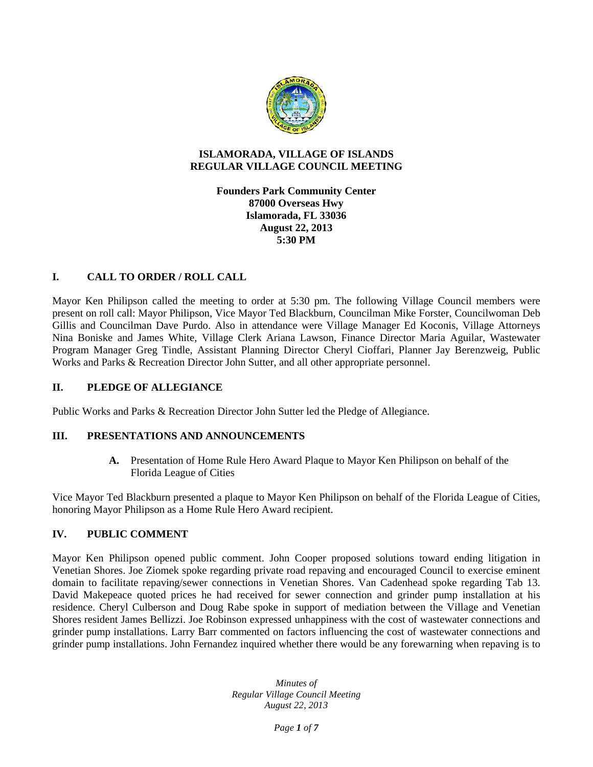# ISLAMORADA, VILLAGE OF ISLANDS
# REGULAR VILLAGE COUNCIL MEETING

**Founders Park Community Center**
**87000 Overseas Hwy**
**Islamorada, FL 33036**
**August 22, 2013**
**5:30 PM**

## I. CALL TO ORDER / ROLL CALL

Mayor Ken Philipson called the meeting to order at 5:30 pm. The following Village Council members were present on roll call: Mayor Philipson, Vice Mayor Ted Blackburn, Councilman Mike Forster, Councilwoman Deb Gillis and Councilman Dave Purdo. Also in attendance were Village Manager Ed Koconis, Village Attorneys Nina Boniske and James White, Village Clerk Ariana Lawson, Finance Director Maria Aguilar, Wastewater Program Manager Greg Tindle, Assistant Planning Director Cheryl Cioffari, Planner Jay Berenzweig, Public Works and Parks & Recreation Director John Sutter, and all other appropriate personnel.

## II. PLEDGE OF ALLEGIANCE

Public Works and Parks & Recreation Director John Sutter led the Pledge of Allegiance.

## III. PRESENTATIONS AND ANNOUNCEMENTS

**A.** Presentation of Home Rule Hero Award Plaque to Mayor Ken Philipson on behalf of the Florida League of Cities

Vice Mayor Ted Blackburn presented a plaque to Mayor Ken Philipson on behalf of the Florida League of Cities, honoring Mayor Philipson as a Home Rule Hero Award recipient.

## IV. PUBLIC COMMENT

Mayor Ken Philipson opened public comment. John Cooper proposed solutions toward ending litigation in Venetian Shores. Joe Ziomek spoke regarding private road repaving and encouraged Council to exercise eminent domain to facilitate repaving/sewer connections in Venetian Shores. Van Cadenhead spoke regarding Tab 13. David Makepeace quoted prices he had received for sewer connection and grinder pump installation at his residence. Cheryl Culberson and Doug Rabe spoke in support of mediation between the Village and Venetian Shores resident James Bellizzi. Joe Robinson expressed unhappiness with the cost of wastewater connections and grinder pump installations. Larry Barr commented on factors influencing the cost of wastewater connections and grinder pump installations. John Fernandez inquired whether there would be any forewarning when repaving is to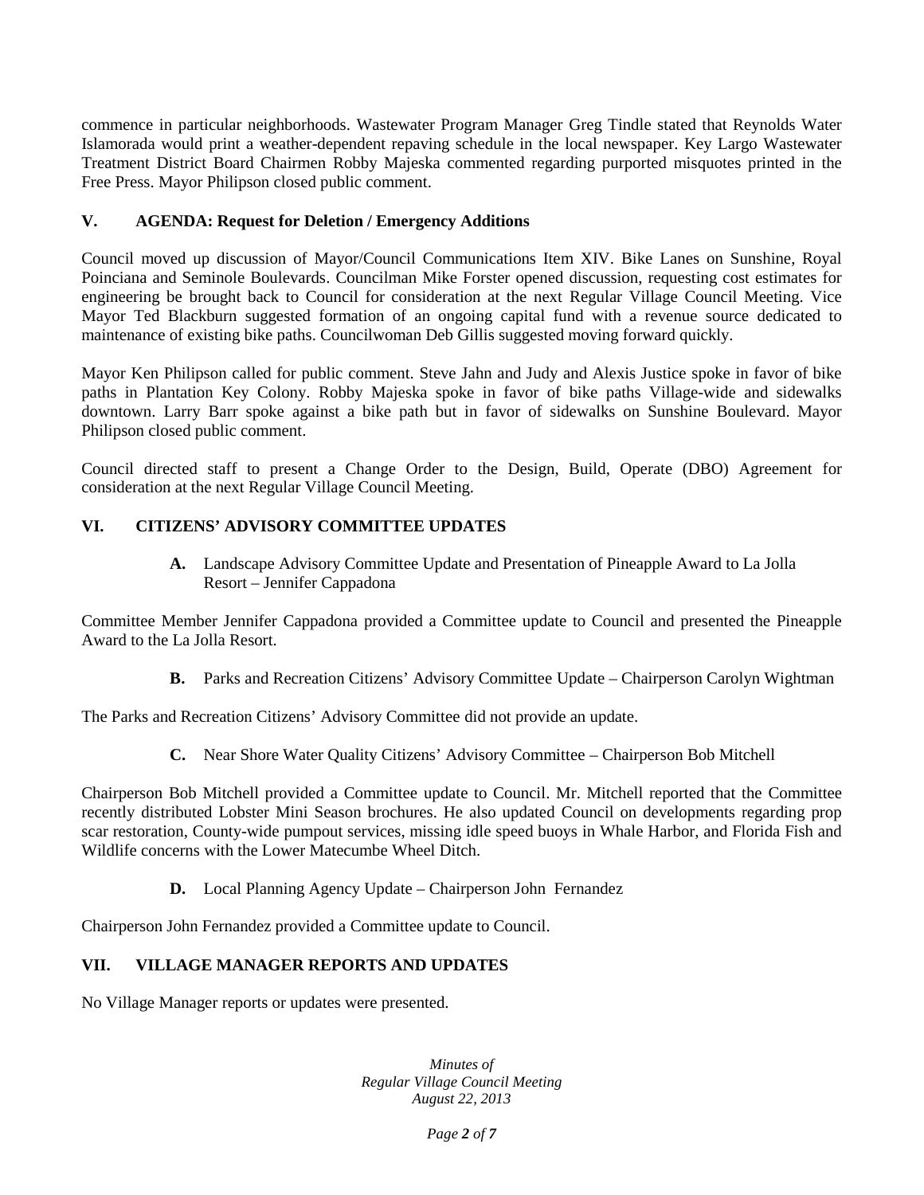commence in particular neighborhoods. Wastewater Program Manager Greg Tindle stated that Reynolds Water Islamorada would print a weather-dependent repaving schedule in the local newspaper. Key Largo Wastewater Treatment District Board Chairmen Robby Majeska commented regarding purported misquotes printed in the Free Press. Mayor Philipson closed public comment.

## V. AGENDA: Request for Deletion / Emergency Additions

Council moved up discussion of Mayor/Council Communications Item XIV. Bike Lanes on Sunshine, Royal Poinciana and Seminole Boulevards. Councilman Mike Forster opened discussion, requesting cost estimates for engineering be brought back to Council for consideration at the next Regular Village Council Meeting. Vice Mayor Ted Blackburn suggested formation of an ongoing capital fund with a revenue source dedicated to maintenance of existing bike paths. Councilwoman Deb Gillis suggested moving forward quickly.

Mayor Ken Philipson called for public comment. Steve Jahn and Judy and Alexis Justice spoke in favor of bike paths in Plantation Key Colony. Robby Majeska spoke in favor of bike paths Village-wide and sidewalks downtown. Larry Barr spoke against a bike path but in favor of sidewalks on Sunshine Boulevard. Mayor Philipson closed public comment.

Council directed staff to present a Change Order to the Design, Build, Operate (DBO) Agreement for consideration at the next Regular Village Council Meeting.

## VI. CITIZENS' ADVISORY COMMITTEE UPDATES

**A.** Landscape Advisory Committee Update and Presentation of Pineapple Award to La Jolla Resort – Jennifer Cappadona

Committee Member Jennifer Cappadona provided a Committee update to Council and presented the Pineapple Award to the La Jolla Resort.

**B.** Parks and Recreation Citizens' Advisory Committee Update – Chairperson Carolyn Wightman

The Parks and Recreation Citizens' Advisory Committee did not provide an update.

**C.** Near Shore Water Quality Citizens' Advisory Committee – Chairperson Bob Mitchell

Chairperson Bob Mitchell provided a Committee update to Council. Mr. Mitchell reported that the Committee recently distributed Lobster Mini Season brochures. He also updated Council on developments regarding prop scar restoration, County-wide pumpout services, missing idle speed buoys in Whale Harbor, and Florida Fish and Wildlife concerns with the Lower Matecumbe Wheel Ditch.

**D.** Local Planning Agency Update – Chairperson John Fernandez

Chairperson John Fernandez provided a Committee update to Council.

## VII. VILLAGE MANAGER REPORTS AND UPDATES

No Village Manager reports or updates were presented.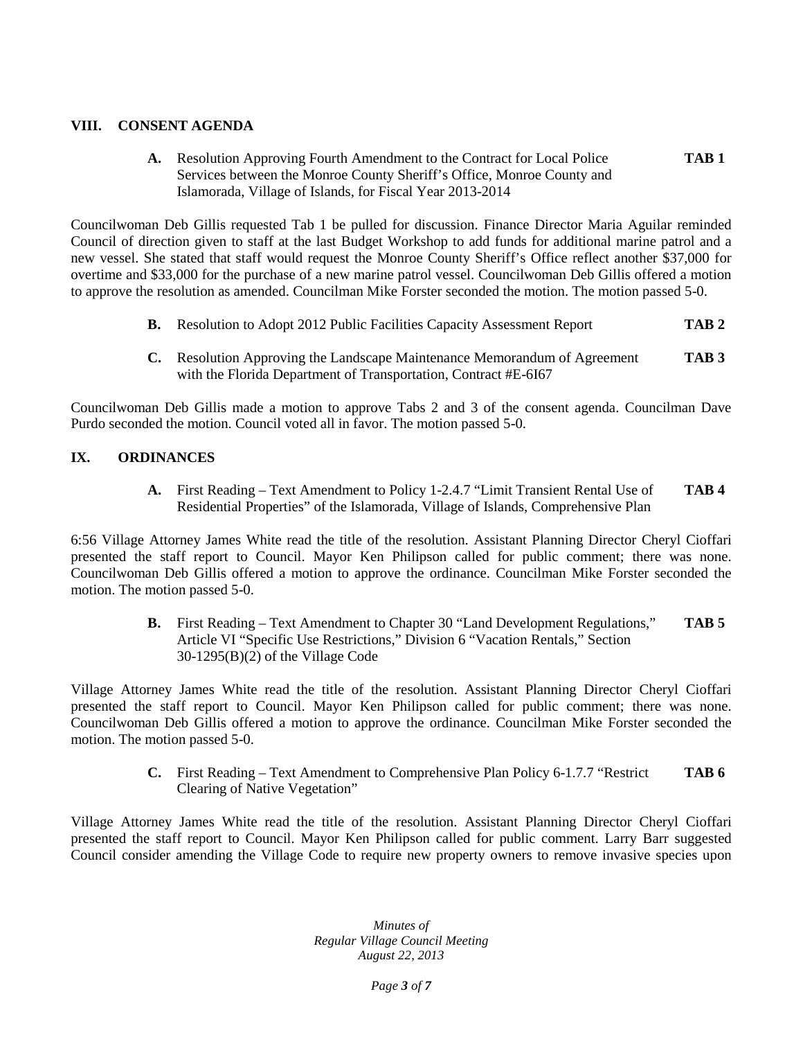## VIII. CONSENT AGENDA

**A.** Resolution Approving Fourth Amendment to the Contract for Local Police Services between the Monroe County Sheriff's Office, Monroe County and Islamorada, Village of Islands, for Fiscal Year 2013-2014 **TAB 1**

Councilwoman Deb Gillis requested Tab 1 be pulled for discussion. Finance Director Maria Aguilar reminded Council of direction given to staff at the last Budget Workshop to add funds for additional marine patrol and a new vessel. She stated that staff would request the Monroe County Sheriff's Office reflect another $37,000 for overtime and $33,000 for the purchase of a new marine patrol vessel. Councilwoman Deb Gillis offered a motion to approve the resolution as amended. Councilman Mike Forster seconded the motion. The motion passed 5-0.

**B.** Resolution to Adopt 2012 Public Facilities Capacity Assessment Report **TAB 2**

**C.** Resolution Approving the Landscape Maintenance Memorandum of Agreement with the Florida Department of Transportation, Contract #E-6I67 **TAB 3**

Councilwoman Deb Gillis made a motion to approve Tabs 2 and 3 of the consent agenda. Councilman Dave Purdo seconded the motion. Council voted all in favor. The motion passed 5-0.

## IX. ORDINANCES

**A.** First Reading – Text Amendment to Policy 1-2.4.7 "Limit Transient Rental Use of Residential Properties" of the Islamorada, Village of Islands, Comprehensive Plan **TAB 4**

6:56 Village Attorney James White read the title of the resolution. Assistant Planning Director Cheryl Cioffari presented the staff report to Council. Mayor Ken Philipson called for public comment; there was none. Councilwoman Deb Gillis offered a motion to approve the ordinance. Councilman Mike Forster seconded the motion. The motion passed 5-0.

**B.** First Reading – Text Amendment to Chapter 30 "Land Development Regulations," Article VI "Specific Use Restrictions," Division 6 "Vacation Rentals," Section 30-1295(B)(2) of the Village Code **TAB 5**

Village Attorney James White read the title of the resolution. Assistant Planning Director Cheryl Cioffari presented the staff report to Council. Mayor Ken Philipson called for public comment; there was none. Councilwoman Deb Gillis offered a motion to approve the ordinance. Councilman Mike Forster seconded the motion. The motion passed 5-0.

**C.** First Reading – Text Amendment to Comprehensive Plan Policy 6-1.7.7 "Restrict Clearing of Native Vegetation" **TAB 6**

Village Attorney James White read the title of the resolution. Assistant Planning Director Cheryl Cioffari presented the staff report to Council. Mayor Ken Philipson called for public comment. Larry Barr suggested Council consider amending the Village Code to require new property owners to remove invasive species upon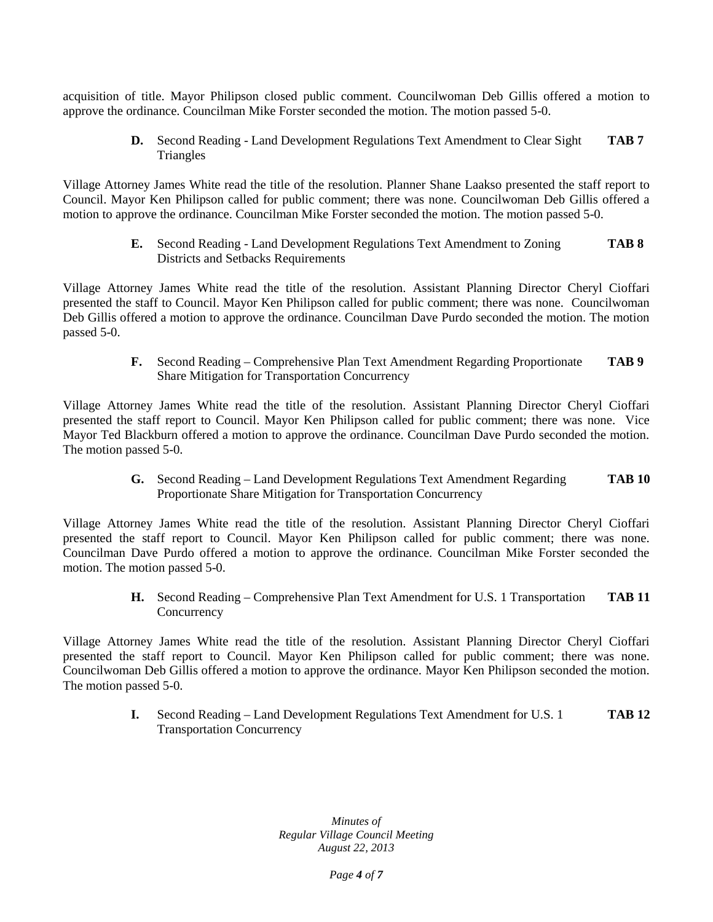acquisition of title. Mayor Philipson closed public comment. Councilwoman Deb Gillis offered a motion to approve the ordinance. Councilman Mike Forster seconded the motion. The motion passed 5-0.

**D.** Second Reading - Land Development Regulations Text Amendment to Clear Sight Triangles **TAB 7**

Village Attorney James White read the title of the resolution. Planner Shane Laakso presented the staff report to Council. Mayor Ken Philipson called for public comment; there was none. Councilwoman Deb Gillis offered a motion to approve the ordinance. Councilman Mike Forster seconded the motion. The motion passed 5-0.

**E.** Second Reading - Land Development Regulations Text Amendment to Zoning Districts and Setbacks Requirements **TAB 8**

Village Attorney James White read the title of the resolution. Assistant Planning Director Cheryl Cioffari presented the staff to Council. Mayor Ken Philipson called for public comment; there was none. Councilwoman Deb Gillis offered a motion to approve the ordinance. Councilman Dave Purdo seconded the motion. The motion passed 5-0.

**F.** Second Reading – Comprehensive Plan Text Amendment Regarding Proportionate Share Mitigation for Transportation Concurrency **TAB 9**

Village Attorney James White read the title of the resolution. Assistant Planning Director Cheryl Cioffari presented the staff report to Council. Mayor Ken Philipson called for public comment; there was none. Vice Mayor Ted Blackburn offered a motion to approve the ordinance. Councilman Dave Purdo seconded the motion. The motion passed 5-0.

**G.** Second Reading – Land Development Regulations Text Amendment Regarding Proportionate Share Mitigation for Transportation Concurrency **TAB 10**

Village Attorney James White read the title of the resolution. Assistant Planning Director Cheryl Cioffari presented the staff report to Council. Mayor Ken Philipson called for public comment; there was none. Councilman Dave Purdo offered a motion to approve the ordinance. Councilman Mike Forster seconded the motion. The motion passed 5-0.

**H.** Second Reading – Comprehensive Plan Text Amendment for U.S. 1 Transportation Concurrency **TAB 11**

Village Attorney James White read the title of the resolution. Assistant Planning Director Cheryl Cioffari presented the staff report to Council. Mayor Ken Philipson called for public comment; there was none. Councilwoman Deb Gillis offered a motion to approve the ordinance. Mayor Ken Philipson seconded the motion. The motion passed 5-0.

**I.** Second Reading – Land Development Regulations Text Amendment for U.S. 1 Transportation Concurrency **TAB 12**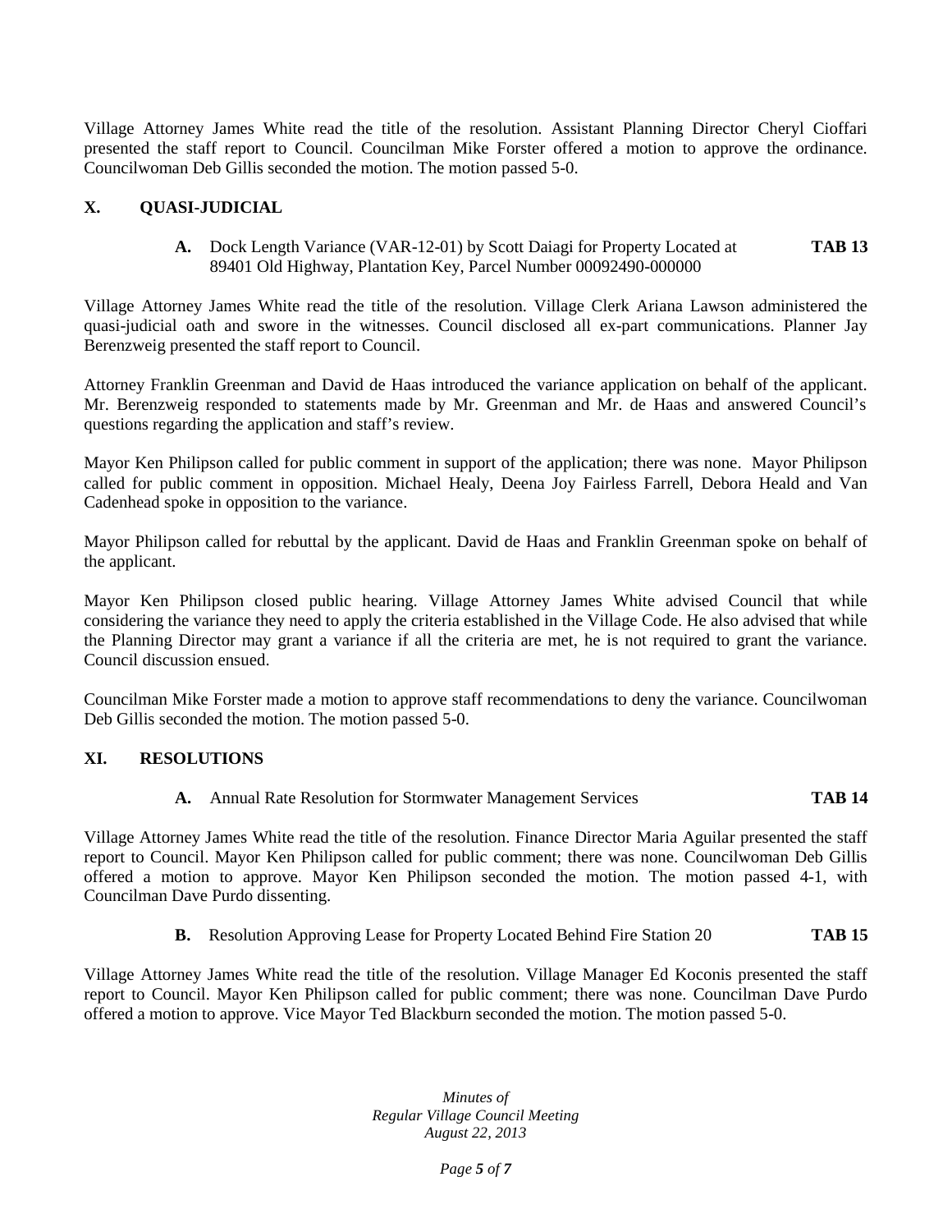Village Attorney James White read the title of the resolution. Assistant Planning Director Cheryl Cioffari presented the staff report to Council. Councilman Mike Forster offered a motion to approve the ordinance. Councilwoman Deb Gillis seconded the motion. The motion passed 5-0.

## X. QUASI-JUDICIAL

**A.** Dock Length Variance (VAR-12-01) by Scott Daiagi for Property Located at 89401 Old Highway, Plantation Key, Parcel Number 00092490-000000 **TAB 13**

Village Attorney James White read the title of the resolution. Village Clerk Ariana Lawson administered the quasi-judicial oath and swore in the witnesses. Council disclosed all ex-part communications. Planner Jay Berenzweig presented the staff report to Council.

Attorney Franklin Greenman and David de Haas introduced the variance application on behalf of the applicant. Mr. Berenzweig responded to statements made by Mr. Greenman and Mr. de Haas and answered Council's questions regarding the application and staff's review.

Mayor Ken Philipson called for public comment in support of the application; there was none. Mayor Philipson called for public comment in opposition. Michael Healy, Deena Joy Fairless Farrell, Debora Heald and Van Cadenhead spoke in opposition to the variance.

Mayor Philipson called for rebuttal by the applicant. David de Haas and Franklin Greenman spoke on behalf of the applicant.

Mayor Ken Philipson closed public hearing. Village Attorney James White advised Council that while considering the variance they need to apply the criteria established in the Village Code. He also advised that while the Planning Director may grant a variance if all the criteria are met, he is not required to grant the variance. Council discussion ensued.

Councilman Mike Forster made a motion to approve staff recommendations to deny the variance. Councilwoman Deb Gillis seconded the motion. The motion passed 5-0.

## XI. RESOLUTIONS

**A.** Annual Rate Resolution for Stormwater Management Services **TAB 14**

Village Attorney James White read the title of the resolution. Finance Director Maria Aguilar presented the staff report to Council. Mayor Ken Philipson called for public comment; there was none. Councilwoman Deb Gillis offered a motion to approve. Mayor Ken Philipson seconded the motion. The motion passed 4-1, with Councilman Dave Purdo dissenting.

**B.** Resolution Approving Lease for Property Located Behind Fire Station 20 **TAB 15**

Village Attorney James White read the title of the resolution. Village Manager Ed Koconis presented the staff report to Council. Mayor Ken Philipson called for public comment; there was none. Councilman Dave Purdo offered a motion to approve. Vice Mayor Ted Blackburn seconded the motion. The motion passed 5-0.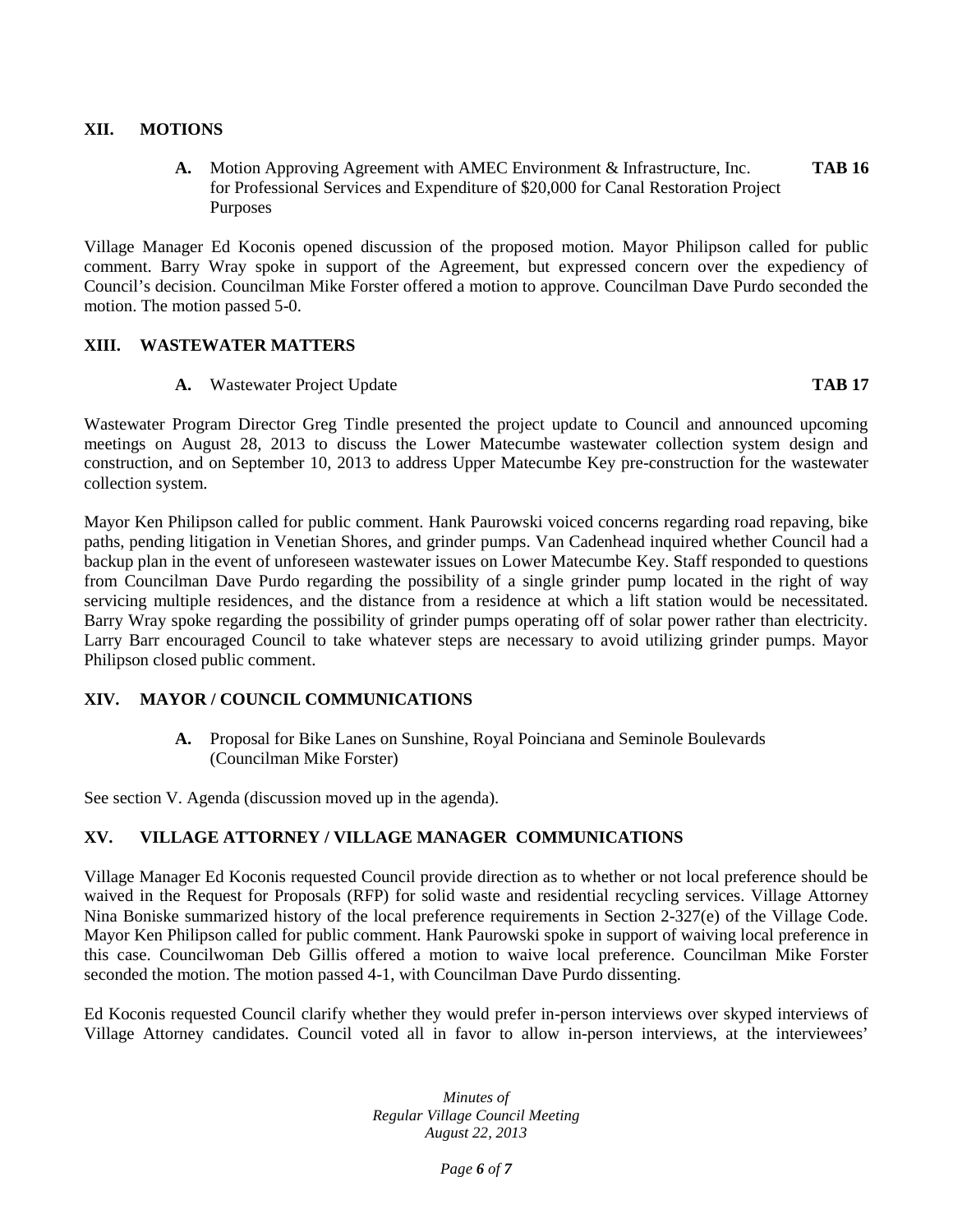## XII. MOTIONS

**A.** Motion Approving Agreement with AMEC Environment & Infrastructure, Inc. for Professional Services and Expenditure of $20,000 for Canal Restoration Project Purposes **TAB 16**

Village Manager Ed Koconis opened discussion of the proposed motion. Mayor Philipson called for public comment. Barry Wray spoke in support of the Agreement, but expressed concern over the expediency of Council's decision. Councilman Mike Forster offered a motion to approve. Councilman Dave Purdo seconded the motion. The motion passed 5-0.

## XIII. WASTEWATER MATTERS

**A.** Wastewater Project Update **TAB 17**

Wastewater Program Director Greg Tindle presented the project update to Council and announced upcoming meetings on August 28, 2013 to discuss the Lower Matecumbe wastewater collection system design and construction, and on September 10, 2013 to address Upper Matecumbe Key pre-construction for the wastewater collection system.

Mayor Ken Philipson called for public comment. Hank Paurowski voiced concerns regarding road repaving, bike paths, pending litigation in Venetian Shores, and grinder pumps. Van Cadenhead inquired whether Council had a backup plan in the event of unforeseen wastewater issues on Lower Matecumbe Key. Staff responded to questions from Councilman Dave Purdo regarding the possibility of a single grinder pump located in the right of way servicing multiple residences, and the distance from a residence at which a lift station would be necessitated. Barry Wray spoke regarding the possibility of grinder pumps operating off of solar power rather than electricity. Larry Barr encouraged Council to take whatever steps are necessary to avoid utilizing grinder pumps. Mayor Philipson closed public comment.

## XIV. MAYOR / COUNCIL COMMUNICATIONS

**A.** Proposal for Bike Lanes on Sunshine, Royal Poinciana and Seminole Boulevards (Councilman Mike Forster)

See section V. Agenda (discussion moved up in the agenda).

## XV. VILLAGE ATTORNEY / VILLAGE MANAGER COMMUNICATIONS

Village Manager Ed Koconis requested Council provide direction as to whether or not local preference should be waived in the Request for Proposals (RFP) for solid waste and residential recycling services. Village Attorney Nina Boniske summarized history of the local preference requirements in Section 2-327(e) of the Village Code. Mayor Ken Philipson called for public comment. Hank Paurowski spoke in support of waiving local preference in this case. Councilwoman Deb Gillis offered a motion to waive local preference. Councilman Mike Forster seconded the motion. The motion passed 4-1, with Councilman Dave Purdo dissenting.

Ed Koconis requested Council clarify whether they would prefer in-person interviews over skyped interviews of Village Attorney candidates. Council voted all in favor to allow in-person interviews, at the interviewees'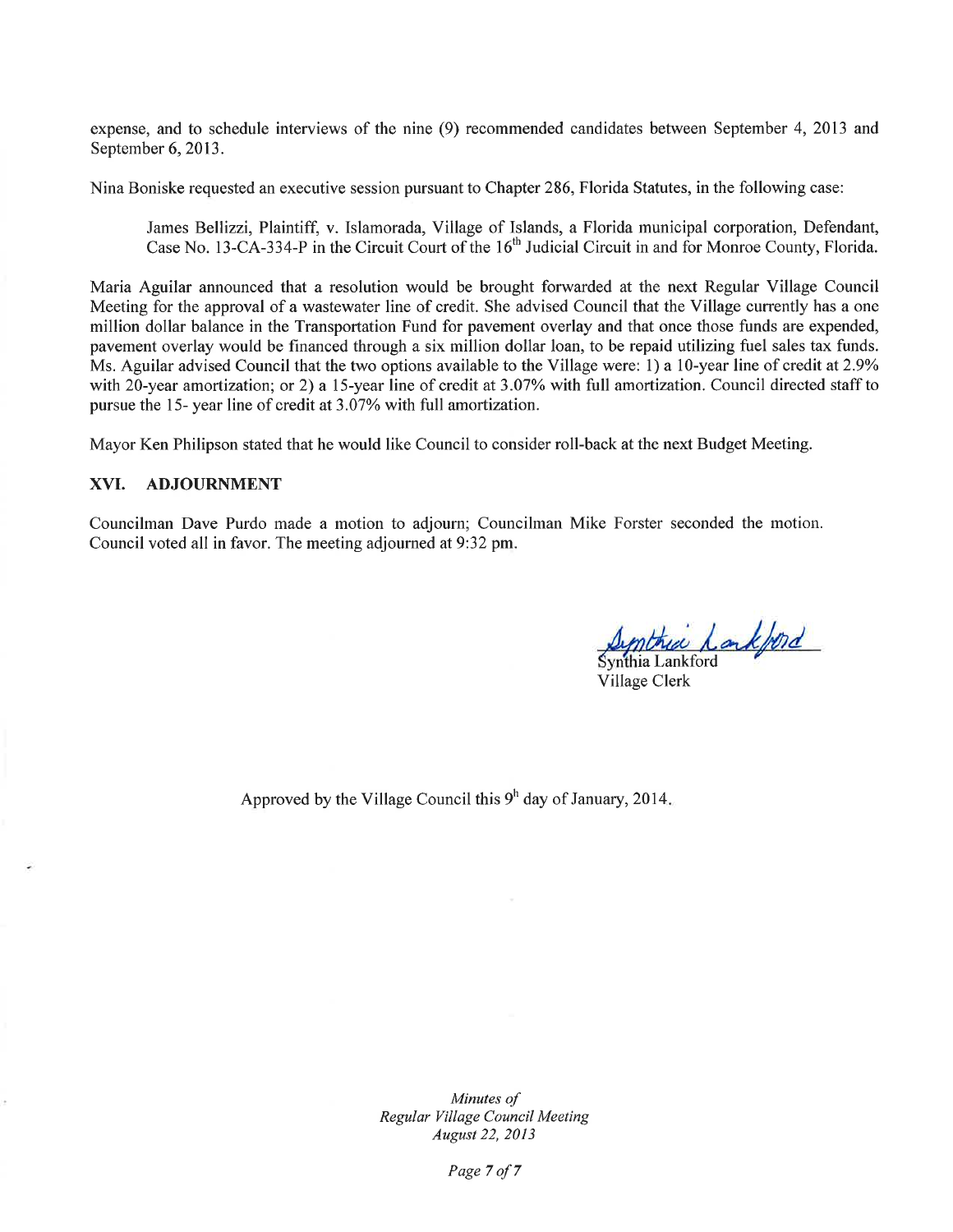expense, and to schedule interviews of the nine (9) recommended candidates between September 4, 2013 and September 6, 2013.

Nina Boniske requested an executive session pursuant to Chapter 286, Florida Statutes, in the following case:

> James Bellizzi, Plaintiff, v. Islamorada, Village of Islands, a Florida municipal corporation, Defendant, Case No. 13-CA-334-P in the Circuit Court of the 16th Judicial Circuit in and for Monroe County, Florida.

Maria Aguilar announced that a resolution would be brought forwarded at the next Regular Village Council Meeting for the approval of a wastewater line of credit. She advised Council that the Village currently has a one million dollar balance in the Transportation Fund for pavement overlay and that once those funds are expended, pavement overlay would be financed through a six million dollar loan, to be repaid utilizing fuel sales tax funds. Ms. Aguilar advised Council that the two options available to the Village were: 1) a 10-year line of credit at 2.9% with 20-year amortization; or 2) a 15-year line of credit at 3.07% with full amortization. Council directed staff to pursue the 15- year line of credit at 3.07% with full amortization.

Mayor Ken Philipson stated that he would like Council to consider roll-back at the next Budget Meeting.

## XVI. ADJOURNMENT

Councilman Dave Purdo made a motion to adjourn; Councilman Mike Forster seconded the motion. Council voted all in favor. The meeting adjourned at 9:32 pm.

Synthia Lankford
Village Clerk

Approved by the Village Council this 9h day of January, 2014.

*Minutes of*
*Regular Village Council Meeting*
*August 22, 2013*